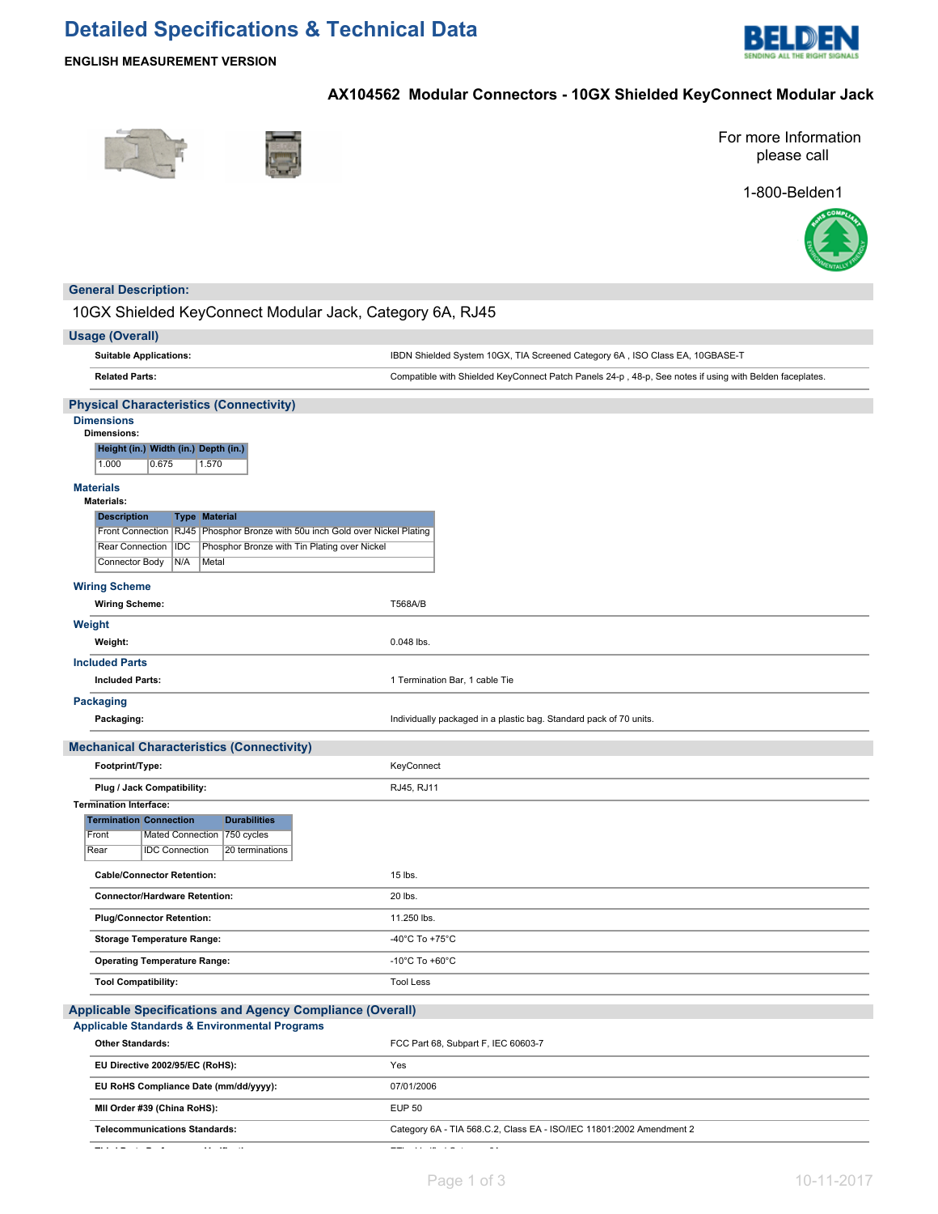# Detailed Specifications & Technical Data

**ENGLISH MEASUREMENT VERSION**

## AX104562 Modular Connectors - 10GX Shielded KeyConnect Modular Jack

For more Information please call

1-800-Belden1

## General Description:

10GX Shielded KeyConnect Modular Jack, Category 6A, RJ45

## Usage (Overall)

| | |
|---|---|
| **Suitable Applications:** | IBDN Shielded System 10GX, TIA Screened Category 6A , ISO Class EA, 10GBASE-T |
| **Related Parts:** | Compatible with Shielded KeyConnect Patch Panels 24-p , 48-p, See notes if using with Belden faceplates. |

## Physical Characteristics (Connectivity)

### Dimensions

**Dimensions:**

| Height (in.) | Width (in.) | Depth (in.) |
|---|---|---|
| 1.000 | 0.675 | 1.570 |

### Materials

**Materials:**

| Description | Type | Material |
|---|---|---|
| Front Connection | RJ45 | Phosphor Bronze with 50u inch Gold over Nickel Plating |
| Rear Connection | IDC | Phosphor Bronze with Tin Plating over Nickel |
| Connector Body | N/A | Metal |

### Wiring Scheme

| | |
|---|---|
| **Wiring Scheme:** | T568A/B |

### Weight

| | |
|---|---|
| **Weight:** | 0.048 lbs. |

### Included Parts

| | |
|---|---|
| **Included Parts:** | 1 Termination Bar, 1 cable Tie |

### Packaging

| | |
|---|---|
| **Packaging:** | Individually packaged in a plastic bag. Standard pack of 70 units. |

## Mechanical Characteristics (Connectivity)

| | |
|---|---|
| **Footprint/Type:** | KeyConnect |
| **Plug / Jack Compatibility:** | RJ45, RJ11 |

**Termination Interface:**

| Termination | Connection | Durabilities |
|---|---|---|
| Front | Mated Connection | 750 cycles |
| Rear | IDC Connection | 20 terminations |

| | |
|---|---|
| **Cable/Connector Retention:** | 15 lbs. |
| **Connector/Hardware Retention:** | 20 lbs. |
| **Plug/Connector Retention:** | 11.250 lbs. |
| **Storage Temperature Range:** | -40°C To +75°C |
| **Operating Temperature Range:** | -10°C To +60°C |
| **Tool Compatibility:** | Tool Less |

## Applicable Specifications and Agency Compliance (Overall)

### Applicable Standards & Environmental Programs

| | |
|---|---|
| **Other Standards:** | FCC Part 68, Subpart F, IEC 60603-7 |
| **EU Directive 2002/95/EC (RoHS):** | Yes |
| **EU RoHS Compliance Date (mm/dd/yyyy):** | 07/01/2006 |
| **MII Order #39 (China RoHS):** | EUP 50 |
| **Telecommunications Standards:** | Category 6A - TIA 568.C.2, Class EA - ISO/IEC 11801:2002 Amendment 2 |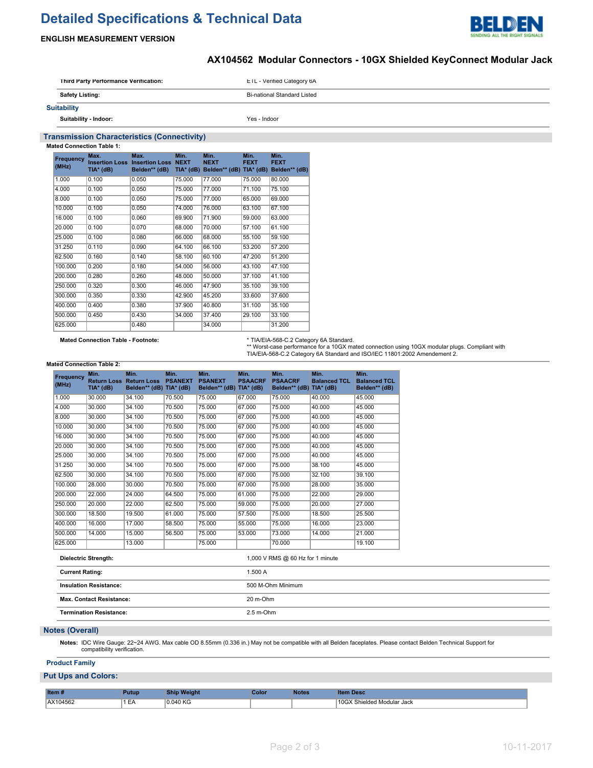# Detailed Specifications & Technical Data

**ENGLISH MEASUREMENT VERSION**

## AX104562 Modular Connectors - 10GX Shielded KeyConnect Modular Jack

| | |
|---|---|
| **Third Party Performance Verification:** | ETL - Verified Category 6A |
| **Safety Listing:** | Bi-national Standard Listed |

### Suitability

| | |
|---|---|
| **Suitability - Indoor:** | Yes - Indoor |

## Transmission Characteristics (Connectivity)

**Mated Connection Table 1:**

| Frequency (MHz) | Max. Insertion Loss TIA* (dB) | Max. Insertion Loss Belden** (dB) | Min. NEXT TIA* (dB) | Min. NEXT Belden** (dB) | Min. FEXT TIA* (dB) | Min. FEXT Belden** (dB) |
|---|---|---|---|---|---|---|
| 1.000 | 0.100 | 0.050 | 75.000 | 77.000 | 75.000 | 80.000 |
| 4.000 | 0.100 | 0.050 | 75.000 | 77.000 | 71.100 | 75.100 |
| 8.000 | 0.100 | 0.050 | 75.000 | 77.000 | 65.000 | 69.000 |
| 10.000 | 0.100 | 0.050 | 74.000 | 76.000 | 63.100 | 67.100 |
| 16.000 | 0.100 | 0.060 | 69.900 | 71.900 | 59.000 | 63.000 |
| 20.000 | 0.100 | 0.070 | 68.000 | 70.000 | 57.100 | 61.100 |
| 25.000 | 0.100 | 0.080 | 66.000 | 68.000 | 55.100 | 59.100 |
| 31.250 | 0.110 | 0.090 | 64.100 | 66.100 | 53.200 | 57.200 |
| 62.500 | 0.160 | 0.140 | 58.100 | 60.100 | 47.200 | 51.200 |
| 100.000 | 0.200 | 0.180 | 54.000 | 56.000 | 43.100 | 47.100 |
| 200.000 | 0.280 | 0.260 | 48.000 | 50.000 | 37.100 | 41.100 |
| 250.000 | 0.320 | 0.300 | 46.000 | 47.900 | 35.100 | 39.100 |
| 300.000 | 0.350 | 0.330 | 42.900 | 45.200 | 33.600 | 37.600 |
| 400.000 | 0.400 | 0.380 | 37.900 | 40.800 | 31.100 | 35.100 |
| 500.000 | 0.450 | 0.430 | 34.000 | 37.400 | 29.100 | 33.100 |
| 625.000 | | 0.480 | | 34.000 | | 31.200 |

**Mated Connection Table - Footnote:**
* TIA/EIA-568-C.2 Category 6A Standard.
** Worst-case performance for a 10GX mated connection using 10GX modular plugs. Compliant with TIA/EIA-568-C.2 Category 6A Standard and ISO/IEC 11801:2002 Amendement 2.

**Mated Connection Table 2:**

| Frequency (MHz) | Min. Return Loss TIA* (dB) | Min. Return Loss Belden** (dB) | Min. PSANEXT TIA* (dB) | Min. PSANEXT Belden** (dB) | Min. PSAACRF TIA* (dB) | Min. PSAACRF Belden** (dB) | Min. Balanced TCL TIA* (dB) | Min. Balanced TCL Belden** (dB) |
|---|---|---|---|---|---|---|---|---|
| 1.000 | 30.000 | 34.100 | 70.500 | 75.000 | 67.000 | 75.000 | 40.000 | 45.000 |
| 4.000 | 30.000 | 34.100 | 70.500 | 75.000 | 67.000 | 75.000 | 40.000 | 45.000 |
| 8.000 | 30.000 | 34.100 | 70.500 | 75.000 | 67.000 | 75.000 | 40.000 | 45.000 |
| 10.000 | 30.000 | 34.100 | 70.500 | 75.000 | 67.000 | 75.000 | 40.000 | 45.000 |
| 16.000 | 30.000 | 34.100 | 70.500 | 75.000 | 67.000 | 75.000 | 40.000 | 45.000 |
| 20.000 | 30.000 | 34.100 | 70.500 | 75.000 | 67.000 | 75.000 | 40.000 | 45.000 |
| 25.000 | 30.000 | 34.100 | 70.500 | 75.000 | 67.000 | 75.000 | 40.000 | 45.000 |
| 31.250 | 30.000 | 34.100 | 70.500 | 75.000 | 67.000 | 75.000 | 38.100 | 45.000 |
| 62.500 | 30.000 | 34.100 | 70.500 | 75.000 | 67.000 | 75.000 | 32.100 | 39.100 |
| 100.000 | 28.000 | 30.000 | 70.500 | 75.000 | 67.000 | 75.000 | 28.000 | 35.000 |
| 200.000 | 22.000 | 24.000 | 64.500 | 75.000 | 61.000 | 75.000 | 22.000 | 29.000 |
| 250.000 | 20.000 | 22.000 | 62.500 | 75.000 | 59.000 | 75.000 | 20.000 | 27.000 |
| 300.000 | 18.500 | 19.500 | 61.000 | 75.000 | 57.500 | 75.000 | 18.500 | 25.500 |
| 400.000 | 16.000 | 17.000 | 58.500 | 75.000 | 55.000 | 75.000 | 16.000 | 23.000 |
| 500.000 | 14.000 | 15.000 | 56.500 | 75.000 | 53.000 | 73.000 | 14.000 | 21.000 |
| 625.000 | | 13.000 | | 75.000 | | 70.000 | | 19.100 |

| | |
|---|---|
| **Dielectric Strength:** | 1,000 V RMS @ 60 Hz for 1 minute |
| **Current Rating:** | 1.500 A |
| **Insulation Resistance:** | 500 M-Ohm Minimum |
| **Max. Contact Resistance:** | 20 m-Ohm |
| **Termination Resistance:** | 2.5 m-Ohm |

## Notes (Overall)

**Notes:** IDC Wire Gauge: 22~24 AWG. Max cable OD 8.55mm (0.336 in.) May not be compatible with all Belden faceplates. Please contact Belden Technical Support for compatibility verification.

### Product Family

## Put Ups and Colors:

| Item # | Putup | Ship Weight | Color | Notes | Item Desc |
|---|---|---|---|---|---|
| AX104562 | 1 EA | 0.040 KG | | | 10GX Shielded Modular Jack |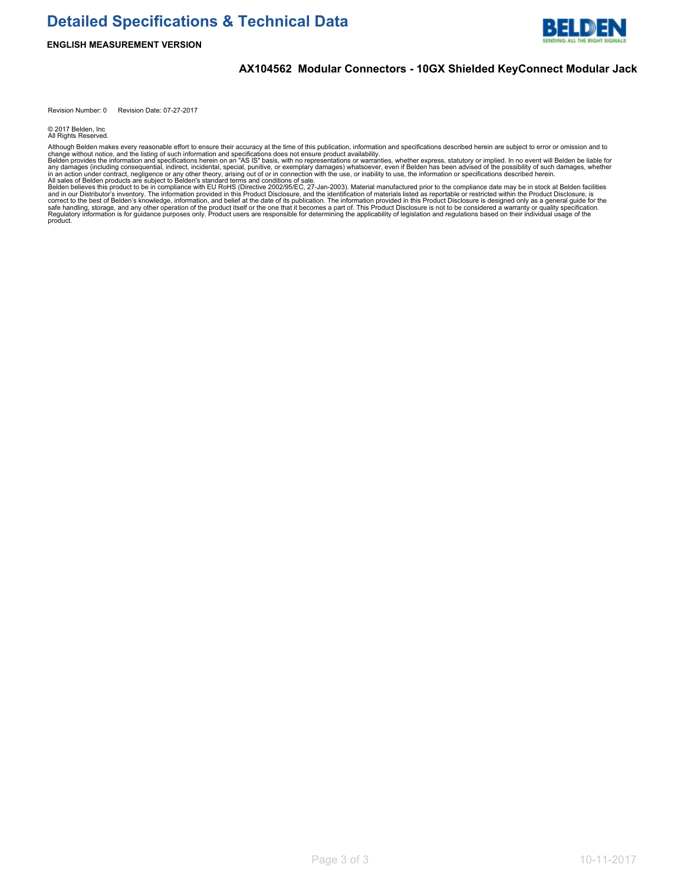Revision Number: 0     Revision Date: 07-27-2017

© 2017 Belden, Inc
All Rights Reserved.

Although Belden makes every reasonable effort to ensure their accuracy at the time of this publication, information and specifications described herein are subject to error or omission and to change without notice, and the listing of such information and specifications does not ensure product availability.
Belden provides the information and specifications herein on an "AS IS" basis, with no representations or warranties, whether express, statutory or implied. In no event will Belden be liable for any damages (including consequential, indirect, incidental, special, punitive, or exemplary damages) whatsoever, even if Belden has been advised of the possibility of such damages, whether in an action under contract, negligence or any other theory, arising out of or in connection with the use, or inability to use, the information or specifications described herein.
All sales of Belden products are subject to Belden's standard terms and conditions of sale.
Belden believes this product to be in compliance with EU RoHS (Directive 2002/95/EC, 27-Jan-2003). Material manufactured prior to the compliance date may be in stock at Belden facilities and in our Distributor's inventory. The information provided in this Product Disclosure, and the identification of materials listed as reportable or restricted within the Product Disclosure, is correct to the best of Belden's knowledge, information, and belief at the date of its publication. The information provided in this Product Disclosure is designed only as a general guide for the safe handling, storage, and any other operation of the product itself or the one that it becomes a part of. This Product Disclosure is not to be considered a warranty or quality specification. Regulatory information is for guidance purposes only. Product users are responsible for determining the applicability of legislation and regulations based on their individual usage of the product.